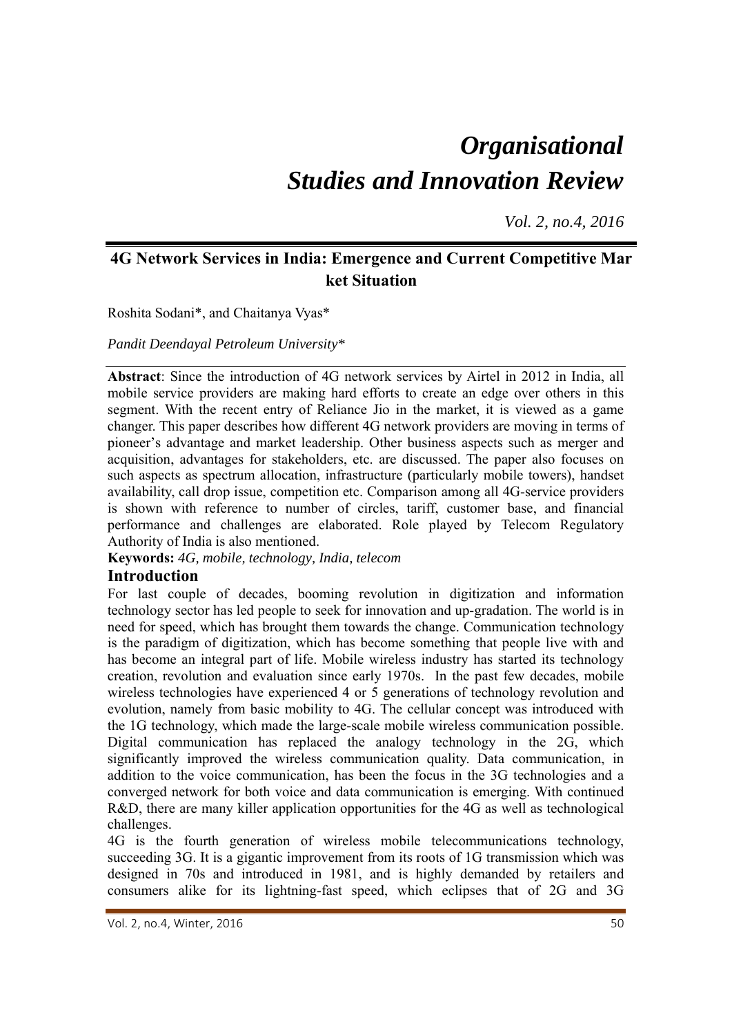# *Organisational Studies and Innovation Review*

*Vol. 2, no.4, 2016*

## 4G Network Services in India: Emergence and Current Competitive Market Situation

Roshita Sodani*, and Chaitanya Vyas*

*Pandit Deendayal Petroleum University**

**Abstract**: Since the introduction of 4G network services by Airtel in 2012 in India, all mobile service providers are making hard efforts to create an edge over others in this segment. With the recent entry of Reliance Jio in the market, it is viewed as a game changer. This paper describes how different 4G network providers are moving in terms of pioneer's advantage and market leadership. Other business aspects such as merger and acquisition, advantages for stakeholders, etc. are discussed. The paper also focuses on such aspects as spectrum allocation, infrastructure (particularly mobile towers), handset availability, call drop issue, competition etc. Comparison among all 4G-service providers is shown with reference to number of circles, tariff, customer base, and financial performance and challenges are elaborated. Role played by Telecom Regulatory Authority of India is also mentioned.

**Keywords:** *4G, mobile, technology, India, telecom*

## Introduction

For last couple of decades, booming revolution in digitization and information technology sector has led people to seek for innovation and up-gradation. The world is in need for speed, which has brought them towards the change. Communication technology is the paradigm of digitization, which has become something that people live with and has become an integral part of life. Mobile wireless industry has started its technology creation, revolution and evaluation since early 1970s. In the past few decades, mobile wireless technologies have experienced 4 or 5 generations of technology revolution and evolution, namely from basic mobility to 4G. The cellular concept was introduced with the 1G technology, which made the large-scale mobile wireless communication possible. Digital communication has replaced the analogy technology in the 2G, which significantly improved the wireless communication quality. Data communication, in addition to the voice communication, has been the focus in the 3G technologies and a converged network for both voice and data communication is emerging. With continued R&D, there are many killer application opportunities for the 4G as well as technological challenges.

4G is the fourth generation of wireless mobile telecommunications technology, succeeding 3G. It is a gigantic improvement from its roots of 1G transmission which was designed in 70s and introduced in 1981, and is highly demanded by retailers and consumers alike for its lightning-fast speed, which eclipses that of 2G and 3G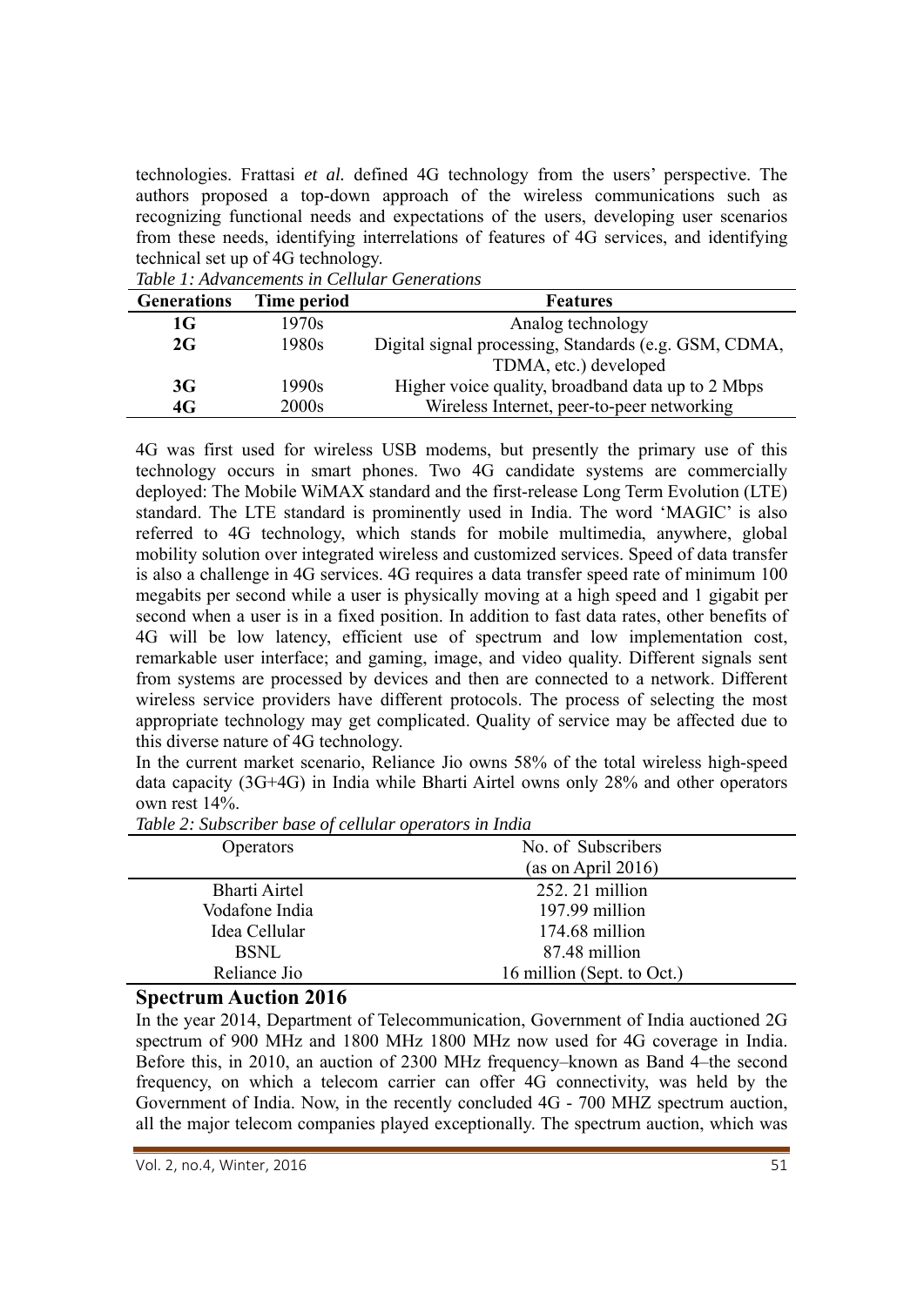technologies. Frattasi *et al.* defined 4G technology from the users' perspective. The authors proposed a top-down approach of the wireless communications such as recognizing functional needs and expectations of the users, developing user scenarios from these needs, identifying interrelations of features of 4G services, and identifying technical set up of 4G technology.

*Table 1: Advancements in Cellular Generations*

| Generations | Time period | Features |
|---|---|---|
| **1G** | 1970s | Analog technology |
| **2G** | 1980s | Digital signal processing, Standards (e.g. GSM, CDMA, TDMA, etc.) developed |
| **3G** | 1990s | Higher voice quality, broadband data up to 2 Mbps |
| **4G** | 2000s | Wireless Internet, peer-to-peer networking |

4G was first used for wireless USB modems, but presently the primary use of this technology occurs in smart phones. Two 4G candidate systems are commercially deployed: The Mobile WiMAX standard and the first-release Long Term Evolution (LTE) standard. The LTE standard is prominently used in India. The word 'MAGIC' is also referred to 4G technology, which stands for mobile multimedia, anywhere, global mobility solution over integrated wireless and customized services. Speed of data transfer is also a challenge in 4G services. 4G requires a data transfer speed rate of minimum 100 megabits per second while a user is physically moving at a high speed and 1 gigabit per second when a user is in a fixed position. In addition to fast data rates, other benefits of 4G will be low latency, efficient use of spectrum and low implementation cost, remarkable user interface; and gaming, image, and video quality. Different signals sent from systems are processed by devices and then are connected to a network. Different wireless service providers have different protocols. The process of selecting the most appropriate technology may get complicated. Quality of service may be affected due to this diverse nature of 4G technology.

In the current market scenario, Reliance Jio owns 58% of the total wireless high-speed data capacity (3G+4G) in India while Bharti Airtel owns only 28% and other operators own rest 14%.

*Table 2: Subscriber base of cellular operators in India*

| Operators | No. of Subscribers (as on April 2016) |
|---|---|
| Bharti Airtel | 252. 21 million |
| Vodafone India | 197.99 million |
| Idea Cellular | 174.68 million |
| BSNL | 87.48 million |
| Reliance Jio | 16 million (Sept. to Oct.) |

## Spectrum Auction 2016

In the year 2014, Department of Telecommunication, Government of India auctioned 2G spectrum of 900 MHz and 1800 MHz 1800 MHz now used for 4G coverage in India. Before this, in 2010, an auction of 2300 MHz frequency–known as Band 4–the second frequency, on which a telecom carrier can offer 4G connectivity, was held by the Government of India. Now, in the recently concluded 4G - 700 MHZ spectrum auction, all the major telecom companies played exceptionally. The spectrum auction, which was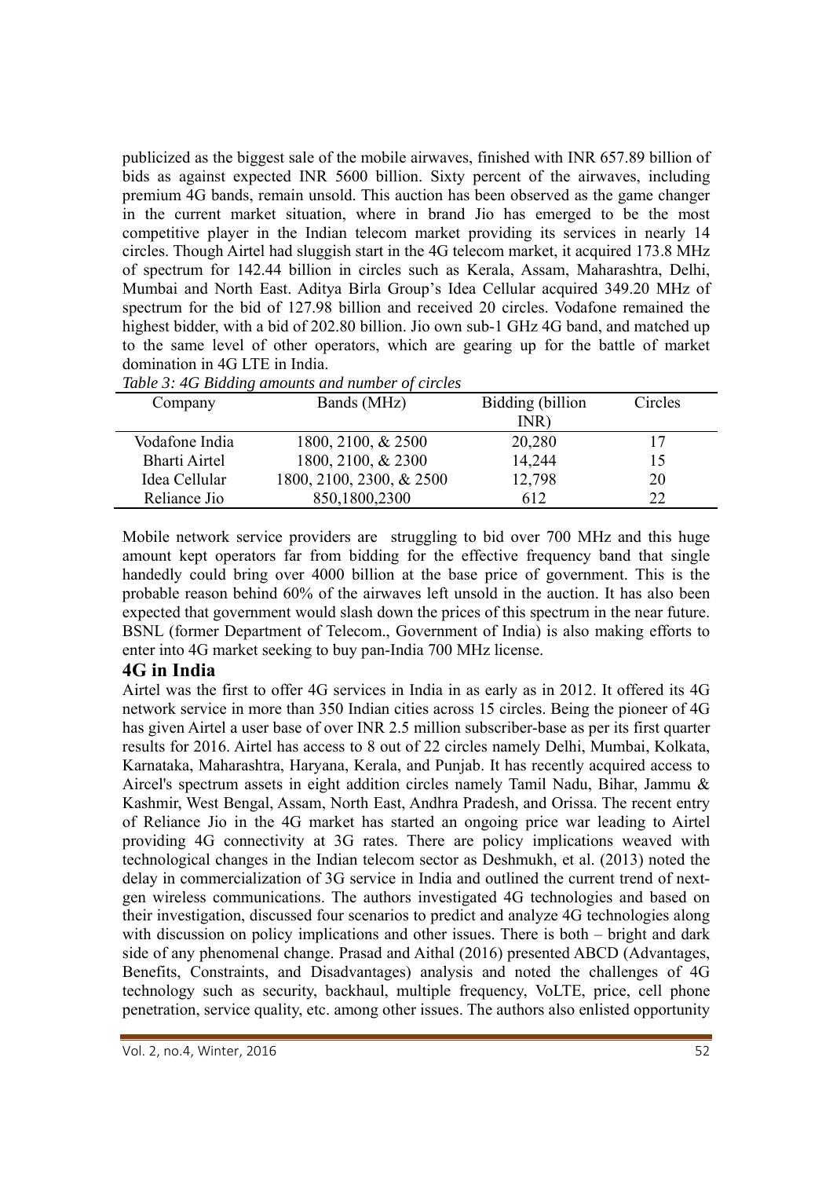publicized as the biggest sale of the mobile airwaves, finished with INR 657.89 billion of bids as against expected INR 5600 billion. Sixty percent of the airwaves, including premium 4G bands, remain unsold. This auction has been observed as the game changer in the current market situation, where in brand Jio has emerged to be the most competitive player in the Indian telecom market providing its services in nearly 14 circles. Though Airtel had sluggish start in the 4G telecom market, it acquired 173.8 MHz of spectrum for 142.44 billion in circles such as Kerala, Assam, Maharashtra, Delhi, Mumbai and North East. Aditya Birla Group's Idea Cellular acquired 349.20 MHz of spectrum for the bid of 127.98 billion and received 20 circles. Vodafone remained the highest bidder, with a bid of 202.80 billion. Jio own sub-1 GHz 4G band, and matched up to the same level of other operators, which are gearing up for the battle of market domination in 4G LTE in India.

*Table 3: 4G Bidding amounts and number of circles*

| Company | Bands (MHz) | Bidding (billion INR) | Circles |
|---|---|---|---|
| Vodafone India | 1800, 2100, & 2500 | 20,280 | 17 |
| Bharti Airtel | 1800, 2100, & 2300 | 14,244 | 15 |
| Idea Cellular | 1800, 2100, 2300, & 2500 | 12,798 | 20 |
| Reliance Jio | 850,1800,2300 | 612 | 22 |

Mobile network service providers are struggling to bid over 700 MHz and this huge amount kept operators far from bidding for the effective frequency band that single handedly could bring over 4000 billion at the base price of government. This is the probable reason behind 60% of the airwaves left unsold in the auction. It has also been expected that government would slash down the prices of this spectrum in the near future. BSNL (former Department of Telecom., Government of India) is also making efforts to enter into 4G market seeking to buy pan-India 700 MHz license.

## 4G in India

Airtel was the first to offer 4G services in India in as early as in 2012. It offered its 4G network service in more than 350 Indian cities across 15 circles. Being the pioneer of 4G has given Airtel a user base of over INR 2.5 million subscriber-base as per its first quarter results for 2016. Airtel has access to 8 out of 22 circles namely Delhi, Mumbai, Kolkata, Karnataka, Maharashtra, Haryana, Kerala, and Punjab. It has recently acquired access to Aircel's spectrum assets in eight addition circles namely Tamil Nadu, Bihar, Jammu & Kashmir, West Bengal, Assam, North East, Andhra Pradesh, and Orissa. The recent entry of Reliance Jio in the 4G market has started an ongoing price war leading to Airtel providing 4G connectivity at 3G rates. There are policy implications weaved with technological changes in the Indian telecom sector as Deshmukh, et al. (2013) noted the delay in commercialization of 3G service in India and outlined the current trend of next-gen wireless communications. The authors investigated 4G technologies and based on their investigation, discussed four scenarios to predict and analyze 4G technologies along with discussion on policy implications and other issues. There is both – bright and dark side of any phenomenal change. Prasad and Aithal (2016) presented ABCD (Advantages, Benefits, Constraints, and Disadvantages) analysis and noted the challenges of 4G technology such as security, backhaul, multiple frequency, VoLTE, price, cell phone penetration, service quality, etc. among other issues. The authors also enlisted opportunity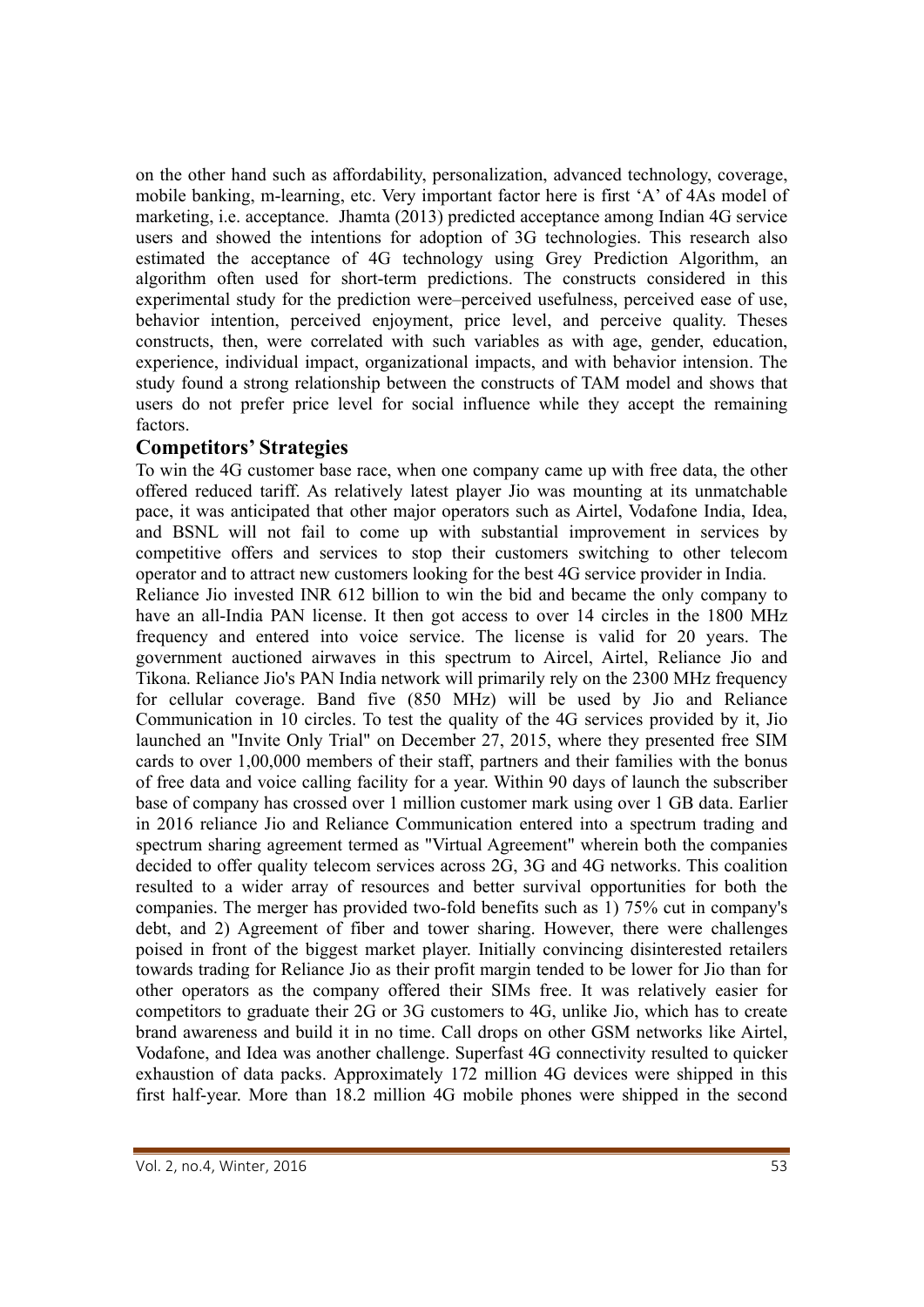on the other hand such as affordability, personalization, advanced technology, coverage, mobile banking, m-learning, etc. Very important factor here is first 'A' of 4As model of marketing, i.e. acceptance. Jhamta (2013) predicted acceptance among Indian 4G service users and showed the intentions for adoption of 3G technologies. This research also estimated the acceptance of 4G technology using Grey Prediction Algorithm, an algorithm often used for short-term predictions. The constructs considered in this experimental study for the prediction were–perceived usefulness, perceived ease of use, behavior intention, perceived enjoyment, price level, and perceive quality. Theses constructs, then, were correlated with such variables as with age, gender, education, experience, individual impact, organizational impacts, and with behavior intension. The study found a strong relationship between the constructs of TAM model and shows that users do not prefer price level for social influence while they accept the remaining factors.

## Competitors' Strategies

To win the 4G customer base race, when one company came up with free data, the other offered reduced tariff. As relatively latest player Jio was mounting at its unmatchable pace, it was anticipated that other major operators such as Airtel, Vodafone India, Idea, and BSNL will not fail to come up with substantial improvement in services by competitive offers and services to stop their customers switching to other telecom operator and to attract new customers looking for the best 4G service provider in India.

Reliance Jio invested INR 612 billion to win the bid and became the only company to have an all-India PAN license. It then got access to over 14 circles in the 1800 MHz frequency and entered into voice service. The license is valid for 20 years. The government auctioned airwaves in this spectrum to Aircel, Airtel, Reliance Jio and Tikona. Reliance Jio's PAN India network will primarily rely on the 2300 MHz frequency for cellular coverage. Band five (850 MHz) will be used by Jio and Reliance Communication in 10 circles. To test the quality of the 4G services provided by it, Jio launched an "Invite Only Trial" on December 27, 2015, where they presented free SIM cards to over 1,00,000 members of their staff, partners and their families with the bonus of free data and voice calling facility for a year. Within 90 days of launch the subscriber base of company has crossed over 1 million customer mark using over 1 GB data. Earlier in 2016 reliance Jio and Reliance Communication entered into a spectrum trading and spectrum sharing agreement termed as "Virtual Agreement" wherein both the companies decided to offer quality telecom services across 2G, 3G and 4G networks. This coalition resulted to a wider array of resources and better survival opportunities for both the companies. The merger has provided two-fold benefits such as 1) 75% cut in company's debt, and 2) Agreement of fiber and tower sharing. However, there were challenges poised in front of the biggest market player. Initially convincing disinterested retailers towards trading for Reliance Jio as their profit margin tended to be lower for Jio than for other operators as the company offered their SIMs free. It was relatively easier for competitors to graduate their 2G or 3G customers to 4G, unlike Jio, which has to create brand awareness and build it in no time. Call drops on other GSM networks like Airtel, Vodafone, and Idea was another challenge. Superfast 4G connectivity resulted to quicker exhaustion of data packs. Approximately 172 million 4G devices were shipped in this first half-year. More than 18.2 million 4G mobile phones were shipped in the second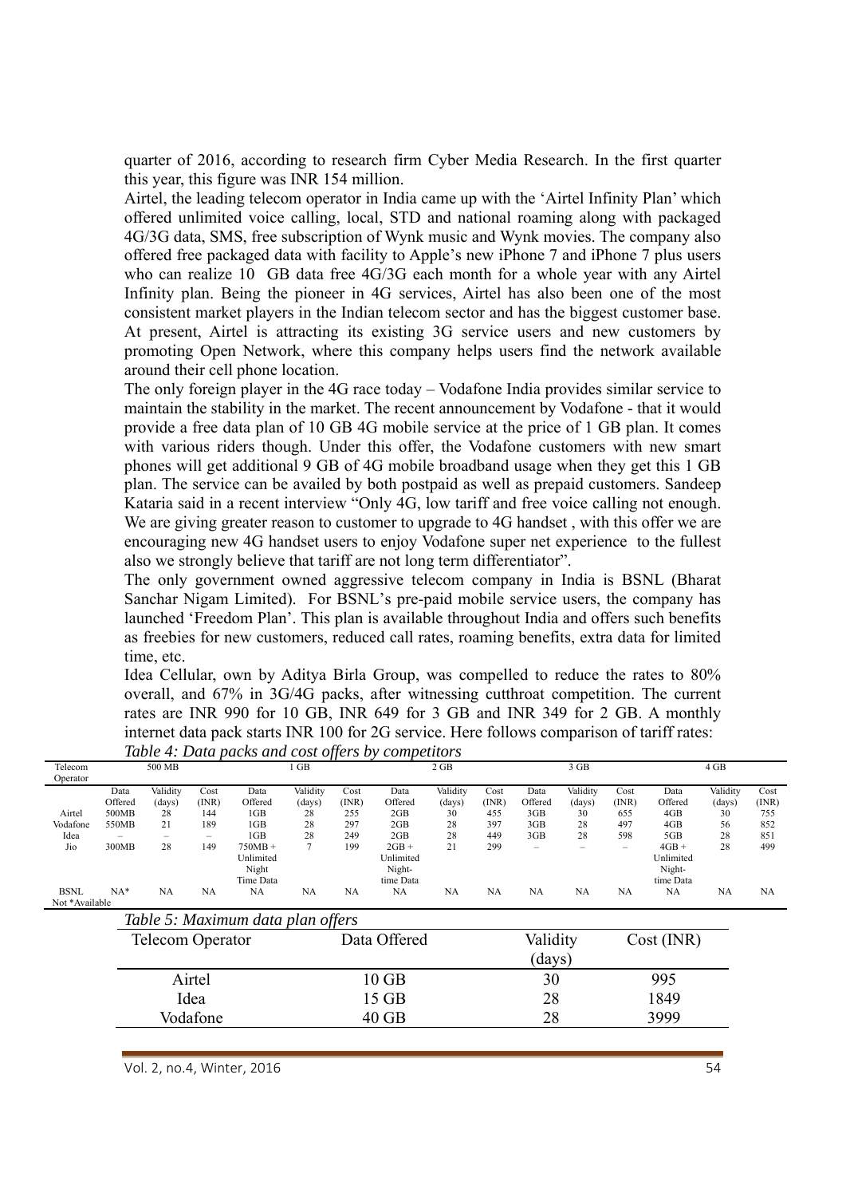quarter of 2016, according to research firm Cyber Media Research. In the first quarter this year, this figure was INR 154 million.

Airtel, the leading telecom operator in India came up with the 'Airtel Infinity Plan' which offered unlimited voice calling, local, STD and national roaming along with packaged 4G/3G data, SMS, free subscription of Wynk music and Wynk movies. The company also offered free packaged data with facility to Apple's new iPhone 7 and iPhone 7 plus users who can realize 10 GB data free 4G/3G each month for a whole year with any Airtel Infinity plan. Being the pioneer in 4G services, Airtel has also been one of the most consistent market players in the Indian telecom sector and has the biggest customer base. At present, Airtel is attracting its existing 3G service users and new customers by promoting Open Network, where this company helps users find the network available around their cell phone location.

The only foreign player in the 4G race today – Vodafone India provides similar service to maintain the stability in the market. The recent announcement by Vodafone - that it would provide a free data plan of 10 GB 4G mobile service at the price of 1 GB plan. It comes with various riders though. Under this offer, the Vodafone customers with new smart phones will get additional 9 GB of 4G mobile broadband usage when they get this 1 GB plan. The service can be availed by both postpaid as well as prepaid customers. Sandeep Kataria said in a recent interview "Only 4G, low tariff and free voice calling not enough. We are giving greater reason to customer to upgrade to 4G handset , with this offer we are encouraging new 4G handset users to enjoy Vodafone super net experience to the fullest also we strongly believe that tariff are not long term differentiator".

The only government owned aggressive telecom company in India is BSNL (Bharat Sanchar Nigam Limited). For BSNL's pre-paid mobile service users, the company has launched 'Freedom Plan'. This plan is available throughout India and offers such benefits as freebies for new customers, reduced call rates, roaming benefits, extra data for limited time, etc.

Idea Cellular, own by Aditya Birla Group, was compelled to reduce the rates to 80% overall, and 67% in 3G/4G packs, after witnessing cutthroat competition. The current rates are INR 990 for 10 GB, INR 649 for 3 GB and INR 349 for 2 GB. A monthly internet data pack starts INR 100 for 2G service. Here follows comparison of tariff rates:

*Table 4: Data packs and cost offers by competitors*

| Telecom Operator | 500 MB | | | 1 GB | | | 2 GB | | | 3 GB | | | 4 GB | | |
|---|---|---|---|---|---|---|---|---|---|---|---|---|---|---|---|
| | Data Offered | Validity (days) | Cost (INR) | Data Offered | Validity (days) | Cost (INR) | Data Offered | Validity (days) | Cost (INR) | Data Offered | Validity (days) | Cost (INR) | Data Offered | Validity (days) | Cost (INR) |
| Airtel | 500MB | 28 | 144 | 1GB | 28 | 255 | 2GB | 30 | 455 | 3GB | 30 | 655 | 4GB | 30 | 755 |
| Vodafone | 550MB | 21 | 189 | 1GB | 28 | 297 | 2GB | 28 | 397 | 3GB | 28 | 497 | 4GB | 56 | 852 |
| Idea | – | – | – | 1GB | 28 | 249 | 2GB | 28 | 449 | 3GB | 28 | 598 | 5GB | 28 | 851 |
| Jio | 300MB | 28 | 149 | 750MB + Unlimited Night Time Data | 7 | 199 | 2GB + Unlimited Night-time Data | 21 | 299 | – | – | – | 4GB + Unlimited Night-time Data | 28 | 499 |
| BSNL | NA* | NA | NA | NA | NA | NA | NA | NA | NA | NA | NA | NA | NA | NA | NA |

Not *Available

*Table 5: Maximum data plan offers*

| Telecom Operator | Data Offered | Validity (days) | Cost (INR) |
|---|---|---|---|
| Airtel | 10 GB | 30 | 995 |
| Idea | 15 GB | 28 | 1849 |
| Vodafone | 40 GB | 28 | 3999 |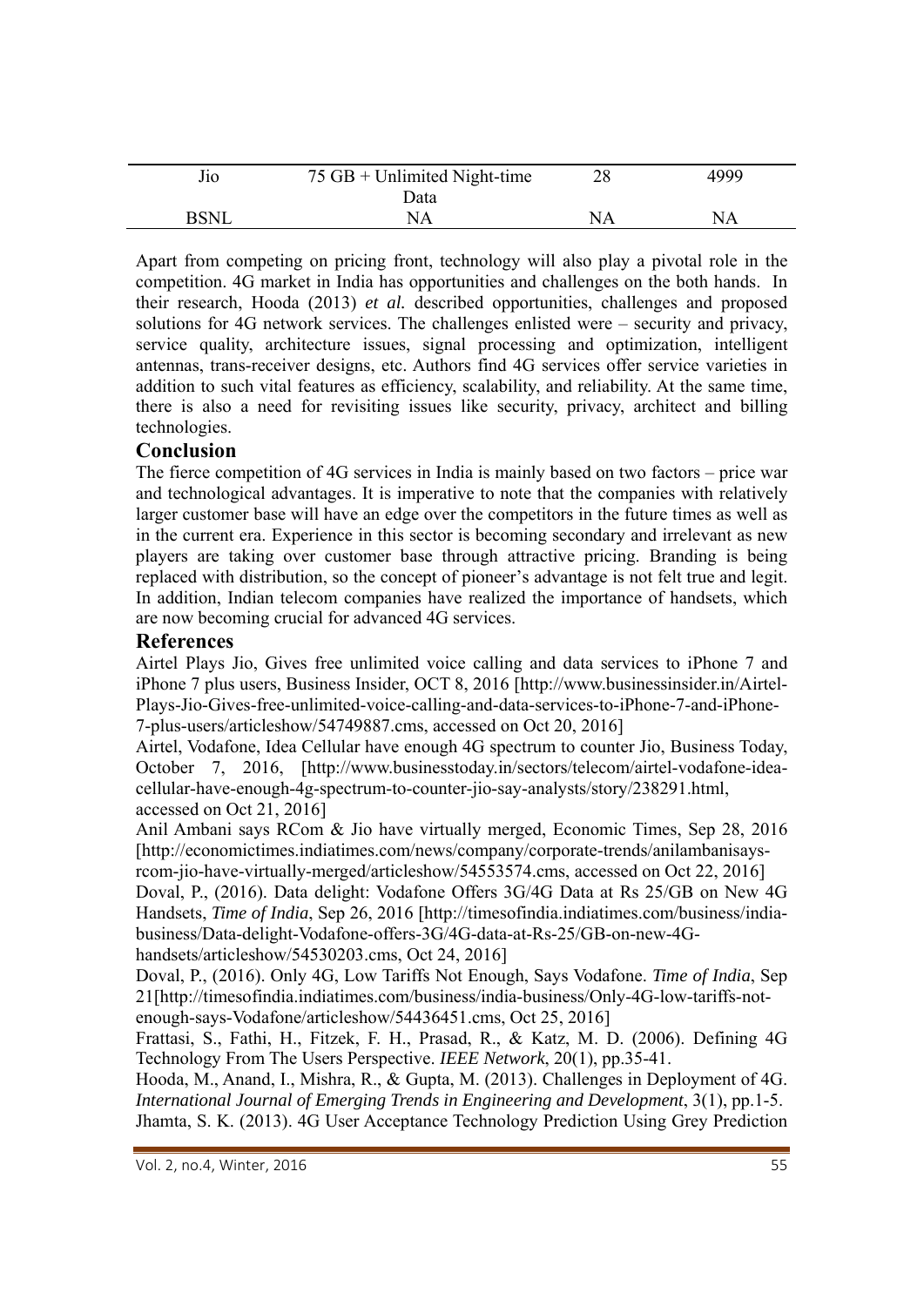| | | | |
|---|---|---|---|
| Jio | 75 GB + Unlimited Night-time Data | 28 | 4999 |
| BSNL | NA | NA | NA |

Apart from competing on pricing front, technology will also play a pivotal role in the competition. 4G market in India has opportunities and challenges on the both hands. In their research, Hooda (2013) *et al.* described opportunities, challenges and proposed solutions for 4G network services. The challenges enlisted were – security and privacy, service quality, architecture issues, signal processing and optimization, intelligent antennas, trans-receiver designs, etc. Authors find 4G services offer service varieties in addition to such vital features as efficiency, scalability, and reliability. At the same time, there is also a need for revisiting issues like security, privacy, architect and billing technologies.

## Conclusion

The fierce competition of 4G services in India is mainly based on two factors – price war and technological advantages. It is imperative to note that the companies with relatively larger customer base will have an edge over the competitors in the future times as well as in the current era. Experience in this sector is becoming secondary and irrelevant as new players are taking over customer base through attractive pricing. Branding is being replaced with distribution, so the concept of pioneer's advantage is not felt true and legit. In addition, Indian telecom companies have realized the importance of handsets, which are now becoming crucial for advanced 4G services.

## References

Airtel Plays Jio, Gives free unlimited voice calling and data services to iPhone 7 and iPhone 7 plus users, Business Insider, OCT 8, 2016 [http://www.businessinsider.in/Airtel-Plays-Jio-Gives-free-unlimited-voice-calling-and-data-services-to-iPhone-7-and-iPhone-7-plus-users/articleshow/54749887.cms, accessed on Oct 20, 2016]

Airtel, Vodafone, Idea Cellular have enough 4G spectrum to counter Jio, Business Today, October 7, 2016, [http://www.businesstoday.in/sectors/telecom/airtel-vodafone-idea-cellular-have-enough-4g-spectrum-to-counter-jio-say-analysts/story/238291.html, accessed on Oct 21, 2016]

Anil Ambani says RCom & Jio have virtually merged, Economic Times, Sep 28, 2016 [http://economictimes.indiatimes.com/news/company/corporate-trends/anilambanisays-rcom-jio-have-virtually-merged/articleshow/54553574.cms, accessed on Oct 22, 2016]

Doval, P., (2016). Data delight: Vodafone Offers 3G/4G Data at Rs 25/GB on New 4G Handsets, *Time of India*, Sep 26, 2016 [http://timesofindia.indiatimes.com/business/india-business/Data-delight-Vodafone-offers-3G/4G-data-at-Rs-25/GB-on-new-4G-handsets/articleshow/54530203.cms, Oct 24, 2016]

Doval, P., (2016). Only 4G, Low Tariffs Not Enough, Says Vodafone. *Time of India*, Sep 21[http://timesofindia.indiatimes.com/business/india-business/Only-4G-low-tariffs-not-enough-says-Vodafone/articleshow/54436451.cms, Oct 25, 2016]

Frattasi, S., Fathi, H., Fitzek, F. H., Prasad, R., & Katz, M. D. (2006). Defining 4G Technology From The Users Perspective. *IEEE Network*, 20(1), pp.35-41.

Hooda, M., Anand, I., Mishra, R., & Gupta, M. (2013). Challenges in Deployment of 4G. *International Journal of Emerging Trends in Engineering and Development*, 3(1), pp.1-5.

Jhamta, S. K. (2013). 4G User Acceptance Technology Prediction Using Grey Prediction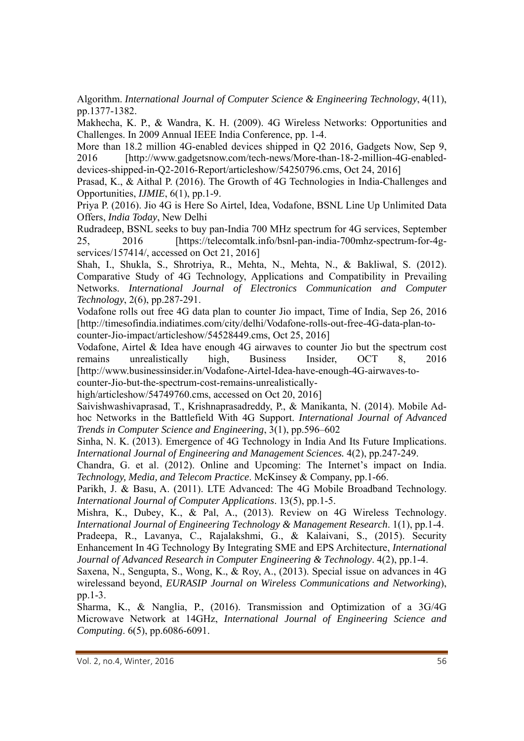Algorithm. *International Journal of Computer Science & Engineering Technology*, 4(11), pp.1377-1382.

Makhecha, K. P., & Wandra, K. H. (2009). 4G Wireless Networks: Opportunities and Challenges. In 2009 Annual IEEE India Conference, pp. 1-4.

More than 18.2 million 4G-enabled devices shipped in Q2 2016, Gadgets Now, Sep 9, 2016 [http://www.gadgetsnow.com/tech-news/More-than-18-2-million-4G-enabled-devices-shipped-in-Q2-2016-Report/articleshow/54250796.cms, Oct 24, 2016]

Prasad, K., & Aithal P. (2016). The Growth of 4G Technologies in India-Challenges and Opportunities, *IJMIE*, 6(1), pp.1-9.

Priya P. (2016). Jio 4G is Here So Airtel, Idea, Vodafone, BSNL Line Up Unlimited Data Offers, *India Today*, New Delhi

Rudradeep, BSNL seeks to buy pan-India 700 MHz spectrum for 4G services, September 25, 2016 [https://telecomtalk.info/bsnl-pan-india-700mhz-spectrum-for-4g-services/157414/, accessed on Oct 21, 2016]

Shah, I., Shukla, S., Shrotriya, R., Mehta, N., Mehta, N., & Bakliwal, S. (2012). Comparative Study of 4G Technology, Applications and Compatibility in Prevailing Networks. *International Journal of Electronics Communication and Computer Technology*, 2(6), pp.287-291.

Vodafone rolls out free 4G data plan to counter Jio impact, Time of India, Sep 26, 2016 [http://timesofindia.indiatimes.com/city/delhi/Vodafone-rolls-out-free-4G-data-plan-to-counter-Jio-impact/articleshow/54528449.cms, Oct 25, 2016]

Vodafone, Airtel & Idea have enough 4G airwaves to counter Jio but the spectrum cost remains unrealistically high, Business Insider, OCT 8, 2016 [http://www.businessinsider.in/Vodafone-Airtel-Idea-have-enough-4G-airwaves-to-counter-Jio-but-the-spectrum-cost-remains-unrealistically-high/articleshow/54749760.cms, accessed on Oct 20, 2016]

Saivishwashivaprasad, T., Krishnaprasadreddy, P., & Manikanta, N. (2014). Mobile Ad-hoc Networks in the Battlefield With 4G Support. *International Journal of Advanced Trends in Computer Science and Engineering*, 3(1), pp.596–602

Sinha, N. K. (2013). Emergence of 4G Technology in India And Its Future Implications. *International Journal of Engineering and Management Sciences.* 4(2), pp.247-249.

Chandra, G. et al. (2012). Online and Upcoming: The Internet's impact on India. *Technology, Media, and Telecom Practice*. McKinsey & Company, pp.1-66.

Parikh, J. & Basu, A. (2011). LTE Advanced: The 4G Mobile Broadband Technology. *International Journal of Computer Applications*. 13(5), pp.1-5.

Mishra, K., Dubey, K., & Pal, A., (2013). Review on 4G Wireless Technology. *International Journal of Engineering Technology & Management Research*. 1(1), pp.1-4.

Pradeepa, R., Lavanya, C., Rajalakshmi, G., & Kalaivani, S., (2015). Security Enhancement In 4G Technology By Integrating SME and EPS Architecture, *International Journal of Advanced Research in Computer Engineering & Technology*. 4(2), pp.1-4.

Saxena, N., Sengupta, S., Wong, K., & Roy, A., (2013). Special issue on advances in 4G wirelessand beyond, *EURASIP Journal on Wireless Communications and Networking*), pp.1-3.

Sharma, K., & Nanglia, P., (2016). Transmission and Optimization of a 3G/4G Microwave Network at 14GHz, *International Journal of Engineering Science and Computing*. 6(5), pp.6086-6091.